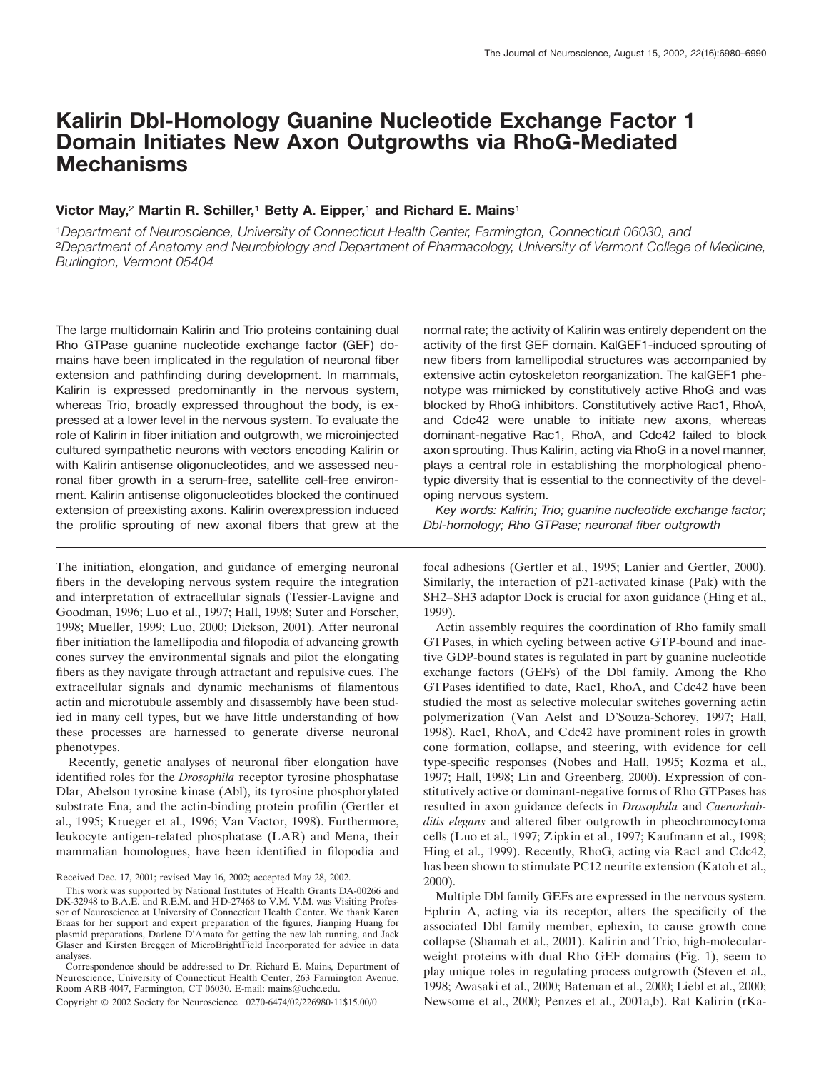# Kalirin Dbl-Homology Guanine Nucleotide Exchange Factor 1 Domain Initiates New Axon Outgrowths via RhoG-Mediated Mechanisms

**Victor May,[2] Martin R. Schiller,[1] Betty A. Eipper,[1] and Richard E. Mains[1]**

[1]*Department of Neuroscience, University of Connecticut Health Center, Farmington, Connecticut 06030, and* [2]*Department of Anatomy and Neurobiology and Department of Pharmacology, University of Vermont College of Medicine, Burlington, Vermont 05404*

The large multidomain Kalirin and Trio proteins containing dual Rho GTPase guanine nucleotide exchange factor (GEF) domains have been implicated in the regulation of neuronal fiber extension and pathfinding during development. In mammals, Kalirin is expressed predominantly in the nervous system, whereas Trio, broadly expressed throughout the body, is expressed at a lower level in the nervous system. To evaluate the role of Kalirin in fiber initiation and outgrowth, we microinjected cultured sympathetic neurons with vectors encoding Kalirin or with Kalirin antisense oligonucleotides, and we assessed neuronal fiber growth in a serum-free, satellite cell-free environment. Kalirin antisense oligonucleotides blocked the continued extension of preexisting axons. Kalirin overexpression induced the prolific sprouting of new axonal fibers that grew at the normal rate; the activity of Kalirin was entirely dependent on the activity of the first GEF domain. KalGEF1-induced sprouting of new fibers from lamellipodial structures was accompanied by extensive actin cytoskeleton reorganization. The kalGEF1 phenotype was mimicked by constitutively active RhoG and was blocked by RhoG inhibitors. Constitutively active Rac1, RhoA, and Cdc42 were unable to initiate new axons, whereas dominant-negative Rac1, RhoA, and Cdc42 failed to block axon sprouting. Thus Kalirin, acting via RhoG in a novel manner, plays a central role in establishing the morphological phenotypic diversity that is essential to the connectivity of the developing nervous system.

*Key words: Kalirin; Trio; guanine nucleotide exchange factor; Dbl-homology; Rho GTPase; neuronal fiber outgrowth*

The initiation, elongation, and guidance of emerging neuronal fibers in the developing nervous system require the integration and interpretation of extracellular signals (Tessier-Lavigne and Goodman, 1996; Luo et al., 1997; Hall, 1998; Suter and Forscher, 1998; Mueller, 1999; Luo, 2000; Dickson, 2001). After neuronal fiber initiation the lamellipodia and filopodia of advancing growth cones survey the environmental signals and pilot the elongating fibers as they navigate through attractant and repulsive cues. The extracellular signals and dynamic mechanisms of filamentous actin and microtubule assembly and disassembly have been studied in many cell types, but we have little understanding of how these processes are harnessed to generate diverse neuronal phenotypes.

Recently, genetic analyses of neuronal fiber elongation have identified roles for the *Drosophila* receptor tyrosine phosphatase Dlar, Abelson tyrosine kinase (Abl), its tyrosine phosphorylated substrate Ena, and the actin-binding protein profilin (Gertler et al., 1995; Krueger et al., 1996; Van Vactor, 1998). Furthermore, leukocyte antigen-related phosphatase (LAR) and Mena, their mammalian homologues, have been identified in filopodia and focal adhesions (Gertler et al., 1995; Lanier and Gertler, 2000). Similarly, the interaction of p21-activated kinase (Pak) with the SH2–SH3 adaptor Dock is crucial for axon guidance (Hing et al., 1999).

Actin assembly requires the coordination of Rho family small GTPases, in which cycling between active GTP-bound and inactive GDP-bound states is regulated in part by guanine nucleotide exchange factors (GEFs) of the Dbl family. Among the Rho GTPases identified to date, Rac1, RhoA, and Cdc42 have been studied the most as selective molecular switches governing actin polymerization (Van Aelst and D'Souza-Schorey, 1997; Hall, 1998). Rac1, RhoA, and Cdc42 have prominent roles in growth cone formation, collapse, and steering, with evidence for cell type-specific responses (Nobes and Hall, 1995; Kozma et al., 1997; Hall, 1998; Lin and Greenberg, 2000). Expression of constitutively active or dominant-negative forms of Rho GTPases has resulted in axon guidance defects in *Drosophila* and *Caenorhabditis elegans* and altered fiber outgrowth in pheochromocytoma cells (Luo et al., 1997; Zipkin et al., 1997; Kaufmann et al., 1998; Hing et al., 1999). Recently, RhoG, acting via Rac1 and Cdc42, has been shown to stimulate PC12 neurite extension (Katoh et al., 2000).

Multiple Dbl family GEFs are expressed in the nervous system. Ephrin A, acting via its receptor, alters the specificity of the associated Dbl family member, ephexin, to cause growth cone collapse (Shamah et al., 2001). Kalirin and Trio, high-molecular-weight proteins with dual Rho GEF domains (Fig. 1), seem to play unique roles in regulating process outgrowth (Steven et al., 1998; Awasaki et al., 2000; Bateman et al., 2000; Liebl et al., 2000; Newsome et al., 2000; Penzes et al., 2001a,b). Rat Kalirin (rKa-

Received Dec. 17, 2001; revised May 16, 2002; accepted May 28, 2002.

This work was supported by National Institutes of Health Grants DA-00266 and DK-32948 to B.A.E. and R.E.M. and HD-27468 to V.M. V.M. was Visiting Professor of Neuroscience at University of Connecticut Health Center. We thank Karen Braas for her support and expert preparation of the figures, Jianping Huang for plasmid preparations, Darlene D'Amato for getting the new lab running, and Jack Glaser and Kirsten Breggen of MicroBrightField Incorporated for advice in data analyses.

Correspondence should be addressed to Dr. Richard E. Mains, Department of Neuroscience, University of Connecticut Health Center, 263 Farmington Avenue, Room ARB 4047, Farmington, CT 06030. E-mail: mains@uchc.edu.

Copyright © 2002 Society for Neuroscience 0270-6474/02/226980-11$15.00/0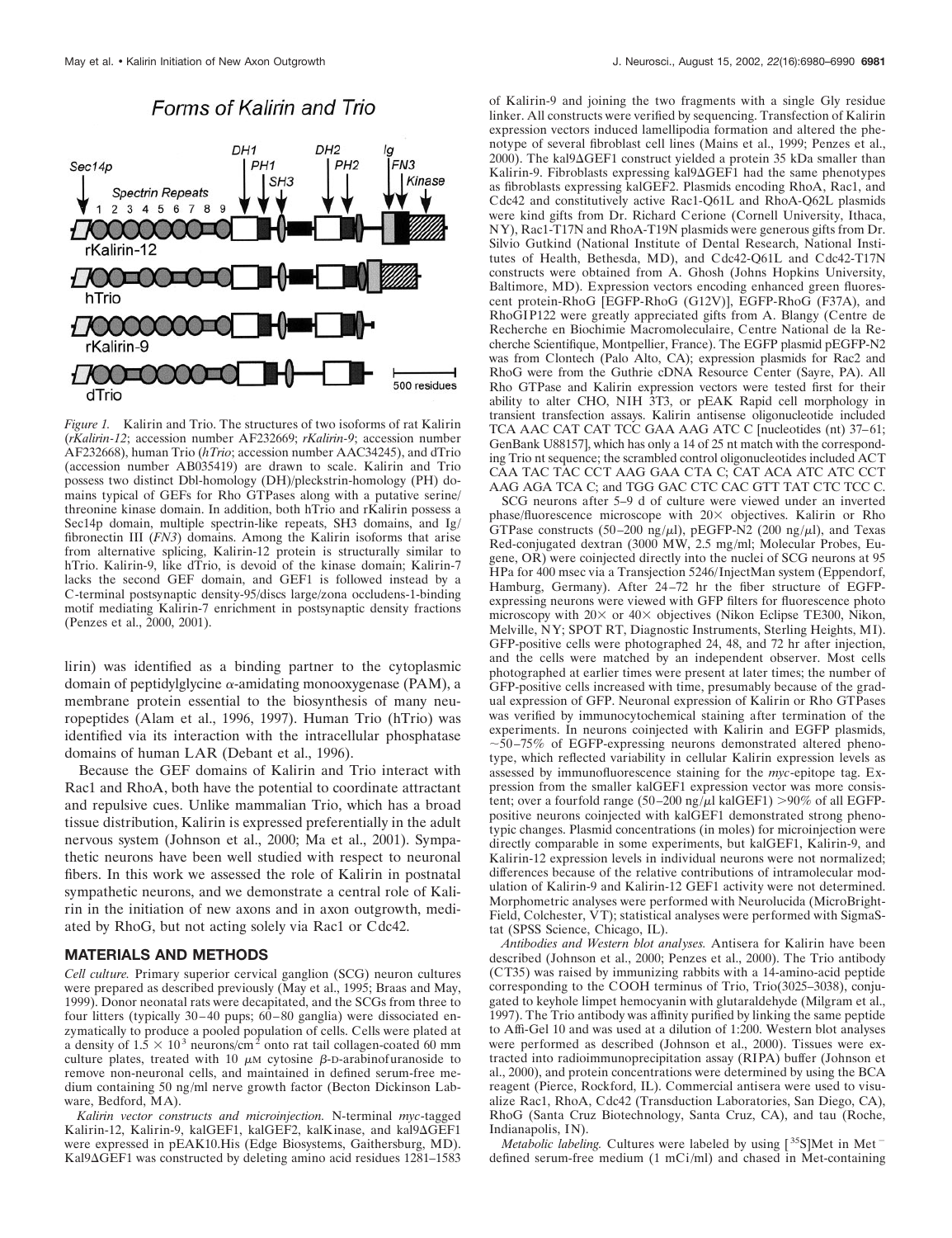*Figure 1.* Kalirin and Trio. The structures of two isoforms of rat Kalirin (*rKalirin-12*; accession number AF232669; *rKalirin-9*; accession number AF232668), human Trio (*hTrio*; accession number AAC34245), and dTrio (accession number AB035419) are drawn to scale. Kalirin and Trio possess two distinct Dbl-homology (DH)/pleckstrin-homology (PH) domains typical of GEFs for Rho GTPases along with a putative serine/threonine kinase domain. In addition, both hTrio and rKalirin possess a Sec14p domain, multiple spectrin-like repeats, SH3 domains, and Ig/fibronectin III (*FN3*) domains. Among the Kalirin isoforms that arise from alternative splicing, Kalirin-12 protein is structurally similar to hTrio. Kalirin-9, like dTrio, is devoid of the kinase domain; Kalirin-7 lacks the second GEF domain, and GEF1 is followed instead by a C-terminal postsynaptic density-95/discs large/zona occludens-1-binding motif mediating Kalirin-7 enrichment in postsynaptic density fractions (Penzes et al., 2000, 2001).

lirin) was identified as a binding partner to the cytoplasmic domain of peptidylglycine α-amidating monooxygenase (PAM), a membrane protein essential to the biosynthesis of many neuropeptides (Alam et al., 1996, 1997). Human Trio (hTrio) was identified via its interaction with the intracellular phosphatase domains of human LAR (Debant et al., 1996).

Because the GEF domains of Kalirin and Trio interact with Rac1 and RhoA, both have the potential to coordinate attractant and repulsive cues. Unlike mammalian Trio, which has a broad tissue distribution, Kalirin is expressed preferentially in the adult nervous system (Johnson et al., 2000; Ma et al., 2001). Sympathetic neurons have been well studied with respect to neuronal fibers. In this work we assessed the role of Kalirin in postnatal sympathetic neurons, and we demonstrate a central role of Kalirin in the initiation of new axons and in axon outgrowth, mediated by RhoG, but not acting solely via Rac1 or Cdc42.

## MATERIALS AND METHODS

*Cell culture.* Primary superior cervical ganglion (SCG) neuron cultures were prepared as described previously (May et al., 1995; Braas and May, 1999). Donor neonatal rats were decapitated, and the SCGs from three to four litters (typically 30–40 pups; 60–80 ganglia) were dissociated enzymatically to produce a pooled population of cells. Cells were plated at a density of $1.5 \times 10^3$ neurons/cm$^2$ onto rat tail collagen-coated 60 mm culture plates, treated with 10 μM cytosine β-D-arabinofuranoside to remove non-neuronal cells, and maintained in defined serum-free medium containing 50 ng/ml nerve growth factor (Becton Dickinson Labware, Bedford, MA).

*Kalirin vector constructs and microinjection.* N-terminal *myc*-tagged Kalirin-12, Kalirin-9, kalGEF1, kalGEF2, kalKinase, and kal9ΔGEF1 were expressed in pEAK10.His (Edge Biosystems, Gaithersburg, MD). Kal9ΔGEF1 was constructed by deleting amino acid residues 1281–1583 of Kalirin-9 and joining the two fragments with a single Gly residue linker. All constructs were verified by sequencing. Transfection of Kalirin expression vectors induced lamellipodia formation and altered the phenotype of several fibroblast cell lines (Mains et al., 1999; Penzes et al., 2000). The kal9ΔGEF1 construct yielded a protein 35 kDa smaller than Kalirin-9. Fibroblasts expressing kal9ΔGEF1 had the same phenotypes as fibroblasts expressing kalGEF2. Plasmids encoding RhoA, Rac1, and Cdc42 and constitutively active Rac1-Q61L and RhoA-Q62L plasmids were kind gifts from Dr. Richard Cerione (Cornell University, Ithaca, NY), Rac1-T17N and RhoA-T19N plasmids were generous gifts from Dr. Silvio Gutkind (National Institute of Dental Research, National Institutes of Health, Bethesda, MD), and Cdc42-Q61L and Cdc42-T17N constructs were obtained from A. Ghosh (Johns Hopkins University, Baltimore, MD). Expression vectors encoding enhanced green fluorescent protein-RhoG [EGFP-RhoG (G12V)], EGFP-RhoG (F37A), and RhoGIP122 were greatly appreciated gifts from A. Blangy (Centre de Recherche en Biochimie Macromoleculaire, Centre National de la Recherche Scientifique, Montpellier, France). The EGFP plasmid pEGFP-N2 was from Clontech (Palo Alto, CA); expression plasmids for Rac2 and RhoG were from the Guthrie cDNA Resource Center (Sayre, PA). All Rho GTPase and Kalirin expression vectors were tested first for their ability to alter CHO, NIH 3T3, or pEAK Rapid cell morphology in transient transfection assays. Kalirin antisense oligonucleotide included TCA AAC CAT CAT TCC GAA AAG ATC C [nucleotides (nt) 37–61; GenBank U88157], which has only a 14 of 25 nt match with the corresponding Trio nt sequence; the scrambled control oligonucleotides included ACT CAA TAC TAC CCT AAG GAA CTA C; CAT ACA ATC ATC CCT AAG AGA TCA C; and TGG GAC CTC CAC GTT TAT CTC TCC C.

SCG neurons after 5–9 d of culture were viewed under an inverted phase/fluorescence microscope with 20× objectives. Kalirin or Rho GTPase constructs (50–200 ng/μl), pEGFP-N2 (200 ng/μl), and Texas Red-conjugated dextran (3000 MW, 2.5 mg/ml; Molecular Probes, Eugene, OR) were coinjected directly into the nuclei of SCG neurons at 95 HPa for 400 msec via a Transjection 5246/InjectMan system (Eppendorf, Hamburg, Germany). After 24–72 hr the fiber structure of EGFP-expressing neurons were viewed with GFP filters for fluorescence photo microscopy with 20× or 40× objectives (Nikon Eclipse TE300, Nikon, Melville, NY; SPOT RT, Diagnostic Instruments, Sterling Heights, MI). GFP-positive cells were photographed 24, 48, and 72 hr after injection, and the cells were matched by an independent observer. Most cells photographed at earlier times were present at later times; the number of GFP-positive cells increased with time, presumably because of the gradual expression of GFP. Neuronal expression of Kalirin or Rho GTPases was verified by immunocytochemical staining after termination of the experiments. In neurons coinjected with Kalirin and EGFP plasmids, ~50–75% of EGFP-expressing neurons demonstrated altered phenotype, which reflected variability in cellular Kalirin expression levels as assessed by immunofluorescence staining for the *myc*-epitope tag. Expression from the smaller kalGEF1 expression vector was more consistent; over a fourfold range (50–200 ng/μl kalGEF1) >90% of all EGFP-positive neurons coinjected with kalGEF1 demonstrated strong phenotypic changes. Plasmid concentrations (in moles) for microinjection were directly comparable in some experiments, but kalGEF1, Kalirin-9, and Kalirin-12 expression levels in individual neurons were not normalized; differences because of the relative contributions of intramolecular modulation of Kalirin-9 and Kalirin-12 GEF1 activity were not determined. Morphometric analyses were performed with Neurolucida (MicroBrightField, Colchester, VT); statistical analyses were performed with SigmaStat (SPSS Science, Chicago, IL).

*Antibodies and Western blot analyses.* Antisera for Kalirin have been described (Johnson et al., 2000; Penzes et al., 2000). The Trio antibody (CT35) was raised by immunizing rabbits with a 14-amino-acid peptide corresponding to the COOH terminus of Trio, Trio(3025–3038), conjugated to keyhole limpet hemocyanin with glutaraldehyde (Milgram et al., 1997). The Trio antibody was affinity purified by linking the same peptide to Affi-Gel 10 and was used at a dilution of 1:200. Western blot analyses were performed as described (Johnson et al., 2000). Tissues were extracted into radioimmunoprecipitation assay (RIPA) buffer (Johnson et al., 2000), and protein concentrations were determined by using the BCA reagent (Pierce, Rockford, IL). Commercial antisera were used to visualize Rac1, RhoA, Cdc42 (Transduction Laboratories, San Diego, CA), RhoG (Santa Cruz Biotechnology, Santa Cruz, CA), and tau (Roche, Indianapolis, IN).

*Metabolic labeling.* Cultures were labeled by using [$^{35}$S]Met in Met$^-$ defined serum-free medium (1 mCi/ml) and chased in Met-containing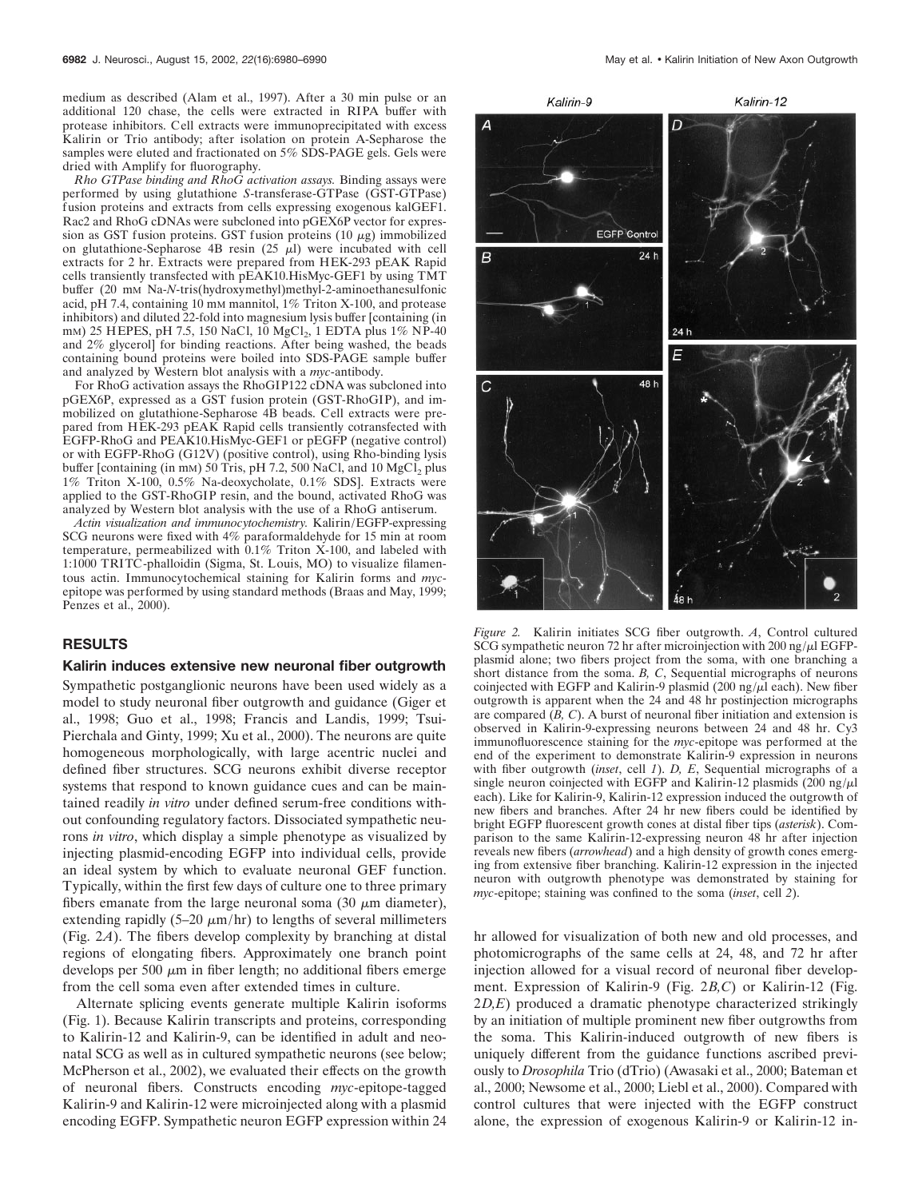medium as described (Alam et al., 1997). After a 30 min pulse or an additional 120 chase, the cells were extracted in RIPA buffer with protease inhibitors. Cell extracts were immunoprecipitated with excess Kalirin or Trio antibody; after isolation on protein A-Sepharose the samples were eluted and fractionated on 5% SDS-PAGE gels. Gels were dried with Amplify for fluorography.

*Rho GTPase binding and RhoG activation assays.* Binding assays were performed by using glutathione *S*-transferase-GTPase (GST-GTPase) fusion proteins and extracts from cells expressing exogenous kalGEF1. Rac2 and RhoG cDNAs were subcloned into pGEX6P vector for expression as GST fusion proteins. GST fusion proteins (10 μg) immobilized on glutathione-Sepharose 4B resin (25 μl) were incubated with cell extracts for 2 hr. Extracts were prepared from HEK-293 pEAK Rapid cells transiently transfected with pEAK10.HisMyc-GEF1 by using TMT buffer (20 mM Na-*N*-tris(hydroxymethyl)methyl-2-aminoethanesulfonic acid, pH 7.4, containing 10 mM mannitol, 1% Triton X-100, and protease inhibitors) and diluted 22-fold into magnesium lysis buffer [containing (in mM) 25 HEPES, pH 7.5, 150 NaCl, 10 $MgCl_2$, 1 EDTA plus 1% NP-40 and 2% glycerol] for binding reactions. After being washed, the beads containing bound proteins were boiled into SDS-PAGE sample buffer and analyzed by Western blot analysis with a *myc*-antibody.

For RhoG activation assays the RhoGIP122 cDNA was subcloned into pGEX6P, expressed as a GST fusion protein (GST-RhoGIP), and immobilized on glutathione-Sepharose 4B beads. Cell extracts were prepared from HEK-293 pEAK Rapid cells transiently cotransfected with EGFP-RhoG and PEAK10.HisMyc-GEF1 or pEGFP (negative control) or with EGFP-RhoG (G12V) (positive control), using Rho-binding lysis buffer [containing (in mM) 50 Tris, pH 7.2, 500 NaCl, and 10 $MgCl_2$ plus 1% Triton X-100, 0.5% Na-deoxycholate, 0.1% SDS]. Extracts were applied to the GST-RhoGIP resin, and the bound, activated RhoG was analyzed by Western blot analysis with the use of a RhoG antiserum.

*Actin visualization and immunocytochemistry.* Kalirin/EGFP-expressing SCG neurons were fixed with 4% paraformaldehyde for 15 min at room temperature, permeabilized with 0.1% Triton X-100, and labeled with 1:1000 TRITC-phalloidin (Sigma, St. Louis, MO) to visualize filamentous actin. Immunocytochemical staining for Kalirin forms and *myc*-epitope was performed by using standard methods (Braas and May, 1999; Penzes et al., 2000).

## RESULTS

### Kalirin induces extensive new neuronal fiber outgrowth

Sympathetic postganglionic neurons have been used widely as a model to study neuronal fiber outgrowth and guidance (Giger et al., 1998; Guo et al., 1998; Francis and Landis, 1999; Tsui-Pierchala and Ginty, 1999; Xu et al., 2000). The neurons are quite homogeneous morphologically, with large acentric nuclei and defined fiber structures. SCG neurons exhibit diverse receptor systems that respond to known guidance cues and can be maintained readily *in vitro* under defined serum-free conditions without confounding regulatory factors. Dissociated sympathetic neurons *in vitro*, which display a simple phenotype as visualized by injecting plasmid-encoding EGFP into individual cells, provide an ideal system by which to evaluate neuronal GEF function. Typically, within the first few days of culture one to three primary fibers emanate from the large neuronal soma (30 μm diameter), extending rapidly (5–20 μm/hr) to lengths of several millimeters (Fig. 2*A*). The fibers develop complexity by branching at distal regions of elongating fibers. Approximately one branch point develops per 500 μm in fiber length; no additional fibers emerge from the cell soma even after extended times in culture.

Alternate splicing events generate multiple Kalirin isoforms (Fig. 1). Because Kalirin transcripts and proteins, corresponding to Kalirin-12 and Kalirin-9, can be identified in adult and neonatal SCG as well as in cultured sympathetic neurons (see below; McPherson et al., 2002), we evaluated their effects on the growth of neuronal fibers. Constructs encoding *myc*-epitope-tagged Kalirin-9 and Kalirin-12 were microinjected along with a plasmid encoding EGFP. Sympathetic neuron EGFP expression within 24 hr allowed for visualization of both new and old processes, and photomicrographs of the same cells at 24, 48, and 72 hr after injection allowed for a visual record of neuronal fiber development. Expression of Kalirin-9 (Fig. 2*B,C*) or Kalirin-12 (Fig. 2*D,E*) produced a dramatic phenotype characterized strikingly by an initiation of multiple prominent new fiber outgrowths from the soma. This Kalirin-induced outgrowth of new fibers is uniquely different from the guidance functions ascribed previously to *Drosophila* Trio (dTrio) (Awasaki et al., 2000; Bateman et al., 2000; Newsome et al., 2000; Liebl et al., 2000). Compared with control cultures that were injected with the EGFP construct alone, the expression of exogenous Kalirin-9 or Kalirin-12 in-

*Figure 2.* Kalirin initiates SCG fiber outgrowth. *A*, Control cultured SCG sympathetic neuron 72 hr after microinjection with 200 ng/μl EGFP-plasmid alone; two fibers project from the soma, with one branching a short distance from the soma. *B, C*, Sequential micrographs of neurons coinjected with EGFP and Kalirin-9 plasmid (200 ng/μl each). New fiber outgrowth is apparent when the 24 and 48 hr postinjection micrographs are compared (*B, C*). A burst of neuronal fiber initiation and extension is observed in Kalirin-9-expressing neurons between 24 and 48 hr. Cy3 immunofluorescence staining for the *myc*-epitope was performed at the end of the experiment to demonstrate Kalirin-9 expression in neurons with fiber outgrowth (*inset*, cell *1*). *D, E*, Sequential micrographs of a single neuron coinjected with EGFP and Kalirin-12 plasmids (200 ng/μl each). Like for Kalirin-9, Kalirin-12 expression induced the outgrowth of new fibers and branches. After 24 hr new fibers could be identified by bright EGFP fluorescent growth cones at distal fiber tips (*asterisk*). Comparison to the same Kalirin-12-expressing neuron 48 hr after injection reveals new fibers (*arrowhead*) and a high density of growth cones emerging from extensive fiber branching. Kalirin-12 expression in the injected neuron with outgrowth phenotype was demonstrated by staining for *myc*-epitope; staining was confined to the soma (*inset*, cell *2*).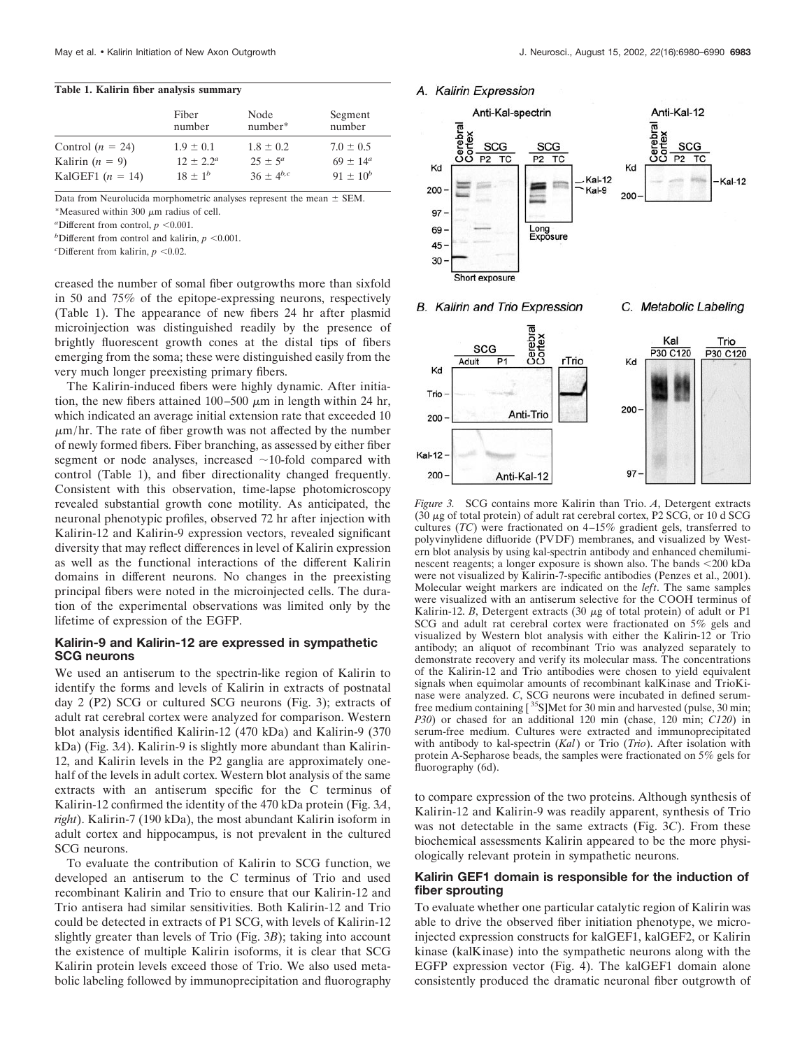**Table 1. Kalirin fiber analysis summary**

| | Fiber number | Node number* | Segment number |
|---|---|---|---|
| Control ($n$ = 24) | 1.9 ± 0.1 | 1.8 ± 0.2 | 7.0 ± 0.5 |
| Kalirin ($n$ = 9) | 12 ± 2.2[a] | 25 ± 5[a] | 69 ± 14[a] |
| KalGEF1 ($n$ = 14) | 18 ± 1[b] | 36 ± 4[b,c] | 91 ± 10[b] |

Data from Neurolucida morphometric analyses represent the mean ± SEM.

*Measured within 300 μm radius of cell.

[a]Different from control, $p < 0.001$.

[b]Different from control and kalirin, $p < 0.001$.

[c]Different from kalirin, $p < 0.02$.

creased the number of somal fiber outgrowths more than sixfold in 50 and 75% of the epitope-expressing neurons, respectively (Table 1). The appearance of new fibers 24 hr after plasmid microinjection was distinguished readily by the presence of brightly fluorescent growth cones at the distal tips of fibers emerging from the soma; these were distinguished easily from the very much longer preexisting primary fibers.

The Kalirin-induced fibers were highly dynamic. After initiation, the new fibers attained 100–500 μm in length within 24 hr, which indicated an average initial extension rate that exceeded 10 μm/hr. The rate of fiber growth was not affected by the number of newly formed fibers. Fiber branching, as assessed by either fiber segment or node analyses, increased ~10-fold compared with control (Table 1), and fiber directionality changed frequently. Consistent with this observation, time-lapse photomicroscopy revealed substantial growth cone motility. As anticipated, the neuronal phenotypic profiles, observed 72 hr after injection with Kalirin-12 and Kalirin-9 expression vectors, revealed significant diversity that may reflect differences in level of Kalirin expression as well as the functional interactions of the different Kalirin domains in different neurons. No changes in the preexisting principal fibers were noted in the microinjected cells. The duration of the experimental observations was limited only by the lifetime of expression of the EGFP.

### Kalirin-9 and Kalirin-12 are expressed in sympathetic SCG neurons

We used an antiserum to the spectrin-like region of Kalirin to identify the forms and levels of Kalirin in extracts of postnatal day 2 (P2) SCG or cultured SCG neurons (Fig. 3); extracts of adult rat cerebral cortex were analyzed for comparison. Western blot analysis identified Kalirin-12 (470 kDa) and Kalirin-9 (370 kDa) (Fig. 3*A*). Kalirin-9 is slightly more abundant than Kalirin-12, and Kalirin levels in the P2 ganglia are approximately one-half of the levels in adult cortex. Western blot analysis of the same extracts with an antiserum specific for the C terminus of Kalirin-12 confirmed the identity of the 470 kDa protein (Fig. 3*A*, *right*). Kalirin-7 (190 kDa), the most abundant Kalirin isoform in adult cortex and hippocampus, is not prevalent in the cultured SCG neurons.

To evaluate the contribution of Kalirin to SCG function, we developed an antiserum to the C terminus of Trio and used recombinant Kalirin and Trio to ensure that our Kalirin-12 and Trio antisera had similar sensitivities. Both Kalirin-12 and Trio could be detected in extracts of P1 SCG, with levels of Kalirin-12 slightly greater than levels of Trio (Fig. 3*B*); taking into account the existence of multiple Kalirin isoforms, it is clear that SCG Kalirin protein levels exceed those of Trio. We also used metabolic labeling followed by immunoprecipitation and fluorography to compare expression of the two proteins. Although synthesis of Kalirin-12 and Kalirin-9 was readily apparent, synthesis of Trio was not detectable in the same extracts (Fig. 3*C*). From these biochemical assessments Kalirin appeared to be the more physiologically relevant protein in sympathetic neurons.

*Figure 3.* SCG contains more Kalirin than Trio. *A*, Detergent extracts (30 μg of total protein) of adult rat cerebral cortex, P2 SCG, or 10 d SCG cultures (*TC*) were fractionated on 4–15% gradient gels, transferred to polyvinylidene difluoride (PVDF) membranes, and visualized by Western blot analysis by using kal-spectrin antibody and enhanced chemiluminescent reagents; a longer exposure is shown also. The bands <200 kDa were not visualized by Kalirin-7-specific antibodies (Penzes et al., 2001). Molecular weight markers are indicated on the *left*. The same samples were visualized with an antiserum selective for the COOH terminus of Kalirin-12. *B*, Detergent extracts (30 μg of total protein) of adult or P1 SCG and adult rat cerebral cortex were fractionated on 5% gels and visualized by Western blot analysis with either the Kalirin-12 or Trio antibody; an aliquot of recombinant Trio was analyzed separately to demonstrate recovery and verify its molecular mass. The concentrations of the Kalirin-12 and Trio antibodies were chosen to yield equivalent signals when equimolar amounts of recombinant kalKinase and TrioKinase were analyzed. *C*, SCG neurons were incubated in defined serum-free medium containing [$^{35}$S]Met for 30 min and harvested (pulse, 30 min; *P30*) or chased for an additional 120 min (chase, 120 min; *C120*) in serum-free medium. Cultures were extracted and immunoprecipitated with antibody to kal-spectrin (*Kal*) or Trio (*Trio*). After isolation with protein A-Sepharose beads, the samples were fractionated on 5% gels for fluorography (6d).

### Kalirin GEF1 domain is responsible for the induction of fiber sprouting

To evaluate whether one particular catalytic region of Kalirin was able to drive the observed fiber initiation phenotype, we microinjected expression constructs for kalGEF1, kalGEF2, or Kalirin kinase (kalKinase) into the sympathetic neurons along with the EGFP expression vector (Fig. 4). The kalGEF1 domain alone consistently produced the dramatic neuronal fiber outgrowth of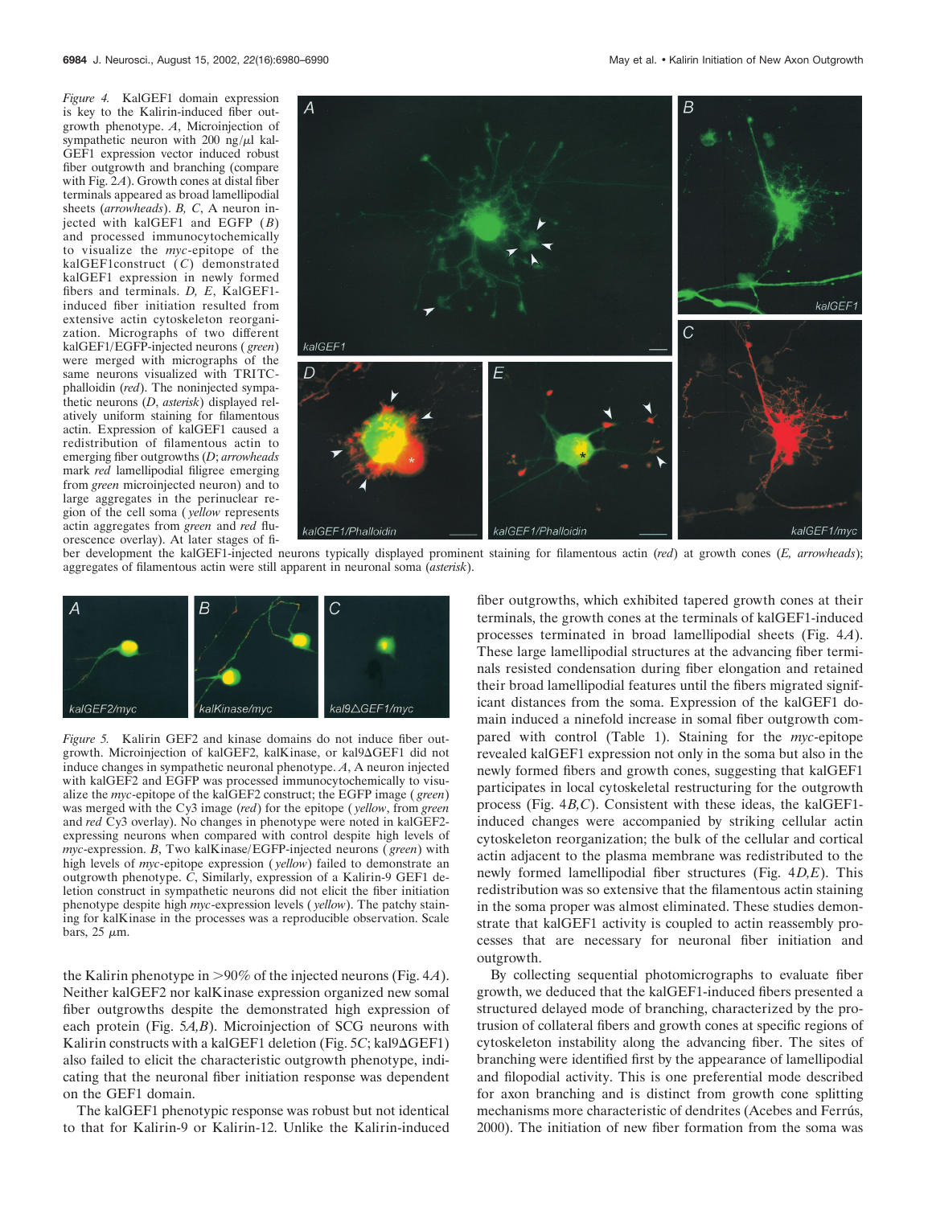*Figure 4.* KalGEF1 domain expression is key to the Kalirin-induced fiber outgrowth phenotype. *A*, Microinjection of sympathetic neuron with 200 ng/μl kalGEF1 expression vector induced robust fiber outgrowth and branching (compare with Fig. 2*A*). Growth cones at distal fiber terminals appeared as broad lamellipodial sheets (*arrowheads*). *B, C*, A neuron injected with kalGEF1 and EGFP (*B*) and processed immunocytochemically to visualize the *myc*-epitope of the kalGEF1construct (*C*) demonstrated kalGEF1 expression in newly formed fibers and terminals. *D, E*, KalGEF1-induced fiber initiation resulted from extensive actin cytoskeleton reorganization. Micrographs of two different kalGEF1/EGFP-injected neurons (*green*) were merged with micrographs of the same neurons visualized with TRITC-phalloidin (*red*). The noninjected sympathetic neurons (*D*, *asterisk*) displayed relatively uniform staining for filamentous actin. Expression of kalGEF1 caused a redistribution of filamentous actin to emerging fiber outgrowths (*D*; *arrowheads* mark *red* lamellipodial filigree emerging from *green* microinjected neuron) and to large aggregates in the perinuclear region of the cell soma (*yellow* represents actin aggregates from *green* and *red* fluorescence overlay). At later stages of fiber development the kalGEF1-injected neurons typically displayed prominent staining for filamentous actin (*red*) at growth cones (*E, arrowheads*); aggregates of filamentous actin were still apparent in neuronal soma (*asterisk*).

*Figure 5.* Kalirin GEF2 and kinase domains do not induce fiber outgrowth. Microinjection of kalGEF2, kalKinase, or kal9ΔGEF1 did not induce changes in sympathetic neuronal phenotype. *A*, A neuron injected with kalGEF2 and EGFP was processed immunocytochemically to visualize the *myc*-epitope of the kalGEF2 construct; the EGFP image (*green*) was merged with the Cy3 image (*red*) for the epitope (*yellow*, from *green* and *red* Cy3 overlay). No changes in phenotype were noted in kalGEF2-expressing neurons when compared with control despite high levels of *myc*-expression. *B*, Two kalKinase/EGFP-injected neurons (*green*) with high levels of *myc*-epitope expression (*yellow*) failed to demonstrate an outgrowth phenotype. *C*, Similarly, expression of a Kalirin-9 GEF1 deletion construct in sympathetic neurons did not elicit the fiber initiation phenotype despite high *myc*-expression levels (*yellow*). The patchy staining for kalKinase in the processes was a reproducible observation. Scale bars, 25 μm.

the Kalirin phenotype in >90% of the injected neurons (Fig. 4*A*). Neither kalGEF2 nor kalKinase expression organized new somal fiber outgrowths despite the demonstrated high expression of each protein (Fig. 5*A,B*). Microinjection of SCG neurons with Kalirin constructs with a kalGEF1 deletion (Fig. 5*C*; kal9ΔGEF1) also failed to elicit the characteristic outgrowth phenotype, indicating that the neuronal fiber initiation response was dependent on the GEF1 domain.

The kalGEF1 phenotypic response was robust but not identical to that for Kalirin-9 or Kalirin-12. Unlike the Kalirin-induced fiber outgrowths, which exhibited tapered growth cones at their terminals, the growth cones at the terminals of kalGEF1-induced processes terminated in broad lamellipodial sheets (Fig. 4*A*). These large lamellipodial structures at the advancing fiber terminals resisted condensation during fiber elongation and retained their broad lamellipodial features until the fibers migrated significant distances from the soma. Expression of the kalGEF1 domain induced a ninefold increase in somal fiber outgrowth compared with control (Table 1). Staining for the *myc*-epitope revealed kalGEF1 expression not only in the soma but also in the newly formed fibers and growth cones, suggesting that kalGEF1 participates in local cytoskeletal restructuring for the outgrowth process (Fig. 4*B,C*). Consistent with these ideas, the kalGEF1-induced changes were accompanied by striking cellular actin cytoskeleton reorganization; the bulk of the cellular and cortical actin adjacent to the plasma membrane was redistributed to the newly formed lamellipodial fiber structures (Fig. 4*D,E*). This redistribution was so extensive that the filamentous actin staining in the soma proper was almost eliminated. These studies demonstrate that kalGEF1 activity is coupled to actin reassembly processes that are necessary for neuronal fiber initiation and outgrowth.

By collecting sequential photomicrographs to evaluate fiber growth, we deduced that the kalGEF1-induced fibers presented a structured delayed mode of branching, characterized by the protrusion of collateral fibers and growth cones at specific regions of cytoskeleton instability along the advancing fiber. The sites of branching were identified first by the appearance of lamellipodial and filopodial activity. This is one preferential mode described for axon branching and is distinct from growth cone splitting mechanisms more characteristic of dendrites (Acebes and Ferrús, 2000). The initiation of new fiber formation from the soma was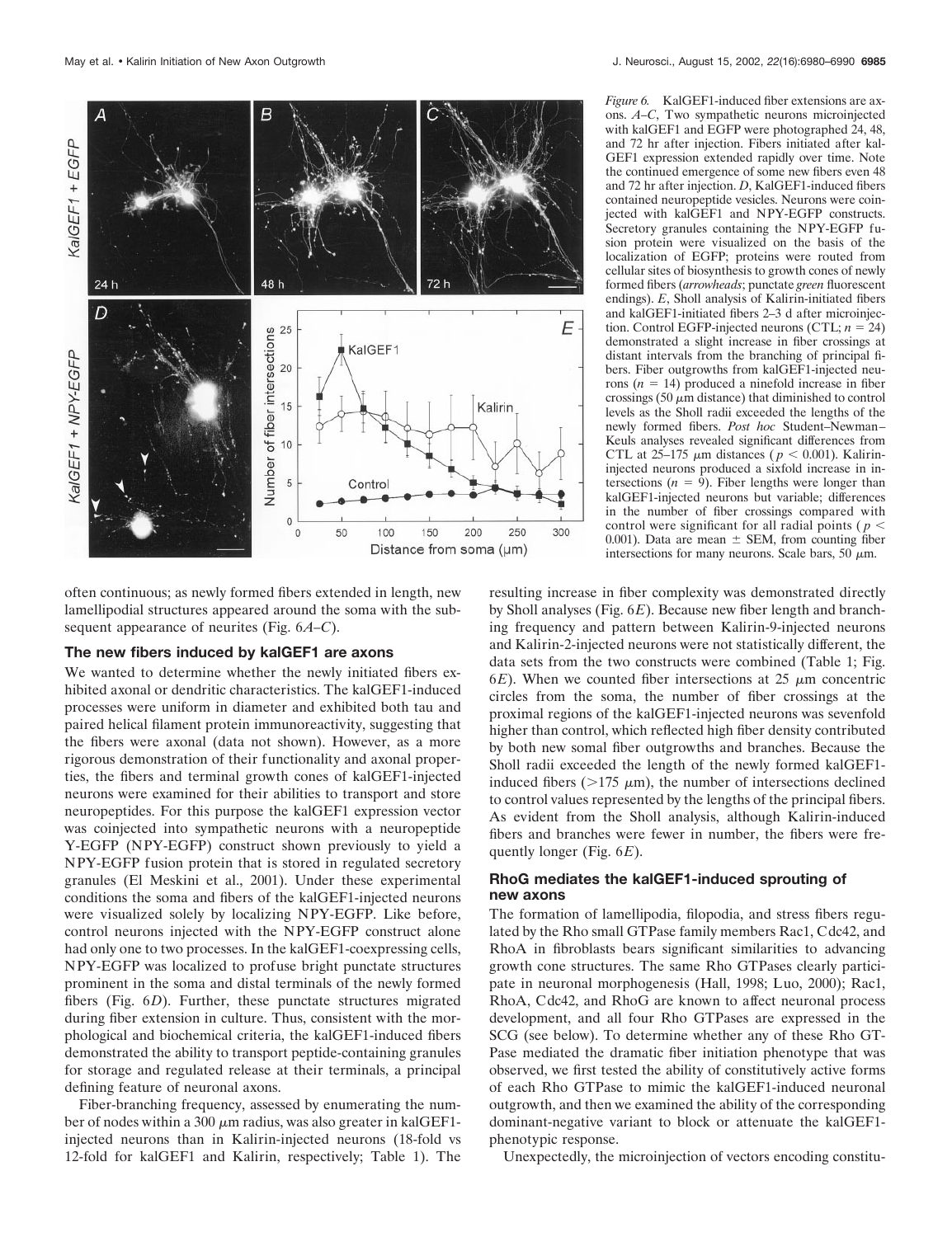*Figure 6.* KalGEF1-induced fiber extensions are axons. *A–C*, Two sympathetic neurons microinjected with kalGEF1 and EGFP were photographed 24, 48, and 72 hr after injection. Fibers initiated after kalGEF1 expression extended rapidly over time. Note the continued emergence of some new fibers even 48 and 72 hr after injection. *D*, KalGEF1-induced fibers contained neuropeptide vesicles. Neurons were coinjected with kalGEF1 and NPY-EGFP constructs. Secretory granules containing the NPY-EGFP fusion protein were visualized on the basis of the localization of EGFP; proteins were routed from cellular sites of biosynthesis to growth cones of newly formed fibers (*arrowheads*; punctate *green* fluorescent endings). *E*, Sholl analysis of Kalirin-initiated fibers and kalGEF1-initiated fibers 2–3 d after microinjection. Control EGFP-injected neurons (CTL; $n = 24$) demonstrated a slight increase in fiber crossings at distant intervals from the branching of principal fibers. Fiber outgrowths from kalGEF1-injected neurons ($n = 14$) produced a ninefold increase in fiber crossings (50 μm distance) that diminished to control levels as the Sholl radii exceeded the lengths of the newly formed fibers. *Post hoc* Student–Newman–Keuls analyses revealed significant differences from CTL at 25–175 μm distances ($p < 0.001$). Kalirin-injected neurons produced a sixfold increase in intersections ($n = 9$). Fiber lengths were longer than kalGEF1-injected neurons but variable; differences in the number of fiber crossings compared with control were significant for all radial points ($p < 0.001$). Data are mean ± SEM, from counting fiber intersections for many neurons. Scale bars, 50 μm.

often continuous; as newly formed fibers extended in length, new lamellipodial structures appeared around the soma with the subsequent appearance of neurites (Fig. 6*A–C*).

### The new fibers induced by kalGEF1 are axons

We wanted to determine whether the newly initiated fibers exhibited axonal or dendritic characteristics. The kalGEF1-induced processes were uniform in diameter and exhibited both tau and paired helical filament protein immunoreactivity, suggesting that the fibers were axonal (data not shown). However, as a more rigorous demonstration of their functionality and axonal properties, the fibers and terminal growth cones of kalGEF1-injected neurons were examined for their abilities to transport and store neuropeptides. For this purpose the kalGEF1 expression vector was coinjected into sympathetic neurons with a neuropeptide Y-EGFP (NPY-EGFP) construct shown previously to yield a NPY-EGFP fusion protein that is stored in regulated secretory granules (El Meskini et al., 2001). Under these experimental conditions the soma and fibers of the kalGEF1-injected neurons were visualized solely by localizing NPY-EGFP. Like before, control neurons injected with the NPY-EGFP construct alone had only one to two processes. In the kalGEF1-coexpressing cells, NPY-EGFP was localized to profuse bright punctate structures prominent in the soma and distal terminals of the newly formed fibers (Fig. 6*D*). Further, these punctate structures migrated during fiber extension in culture. Thus, consistent with the morphological and biochemical criteria, the kalGEF1-induced fibers demonstrated the ability to transport peptide-containing granules for storage and regulated release at their terminals, a principal defining feature of neuronal axons.

Fiber-branching frequency, assessed by enumerating the number of nodes within a 300 μm radius, was also greater in kalGEF1-injected neurons than in Kalirin-injected neurons (18-fold vs 12-fold for kalGEF1 and Kalirin, respectively; Table 1). The resulting increase in fiber complexity was demonstrated directly by Sholl analyses (Fig. 6*E*). Because new fiber length and branching frequency and pattern between Kalirin-9-injected neurons and Kalirin-2-injected neurons were not statistically different, the data sets from the two constructs were combined (Table 1; Fig. 6*E*). When we counted fiber intersections at 25 μm concentric circles from the soma, the number of fiber crossings at the proximal regions of the kalGEF1-injected neurons was sevenfold higher than control, which reflected high fiber density contributed by both new somal fiber outgrowths and branches. Because the Sholl radii exceeded the length of the newly formed kalGEF1-induced fibers (>175 μm), the number of intersections declined to control values represented by the lengths of the principal fibers. As evident from the Sholl analysis, although Kalirin-induced fibers and branches were fewer in number, the fibers were frequently longer (Fig. 6*E*).

### RhoG mediates the kalGEF1-induced sprouting of new axons

The formation of lamellipodia, filopodia, and stress fibers regulated by the Rho small GTPase family members Rac1, Cdc42, and RhoA in fibroblasts bears significant similarities to advancing growth cone structures. The same Rho GTPases clearly participate in neuronal morphogenesis (Hall, 1998; Luo, 2000); Rac1, RhoA, Cdc42, and RhoG are known to affect neuronal process development, and all four Rho GTPases are expressed in the SCG (see below). To determine whether any of these Rho GTPase mediated the dramatic fiber initiation phenotype that was observed, we first tested the ability of constitutively active forms of each Rho GTPase to mimic the kalGEF1-induced neuronal outgrowth, and then we examined the ability of the corresponding dominant-negative variant to block or attenuate the kalGEF1-phenotypic response.

Unexpectedly, the microinjection of vectors encoding constitu-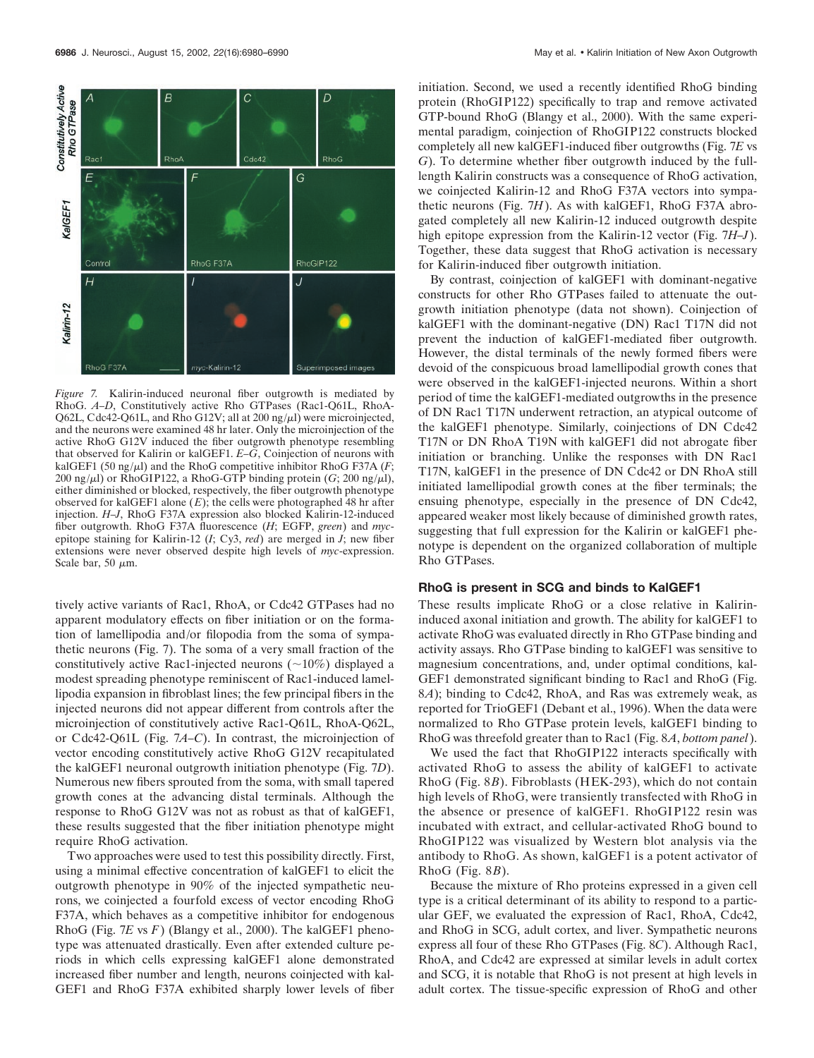*Figure 7.* Kalirin-induced neuronal fiber outgrowth is mediated by RhoG. *A–D*, Constitutively active Rho GTPases (Rac1-Q61L, RhoA-Q62L, Cdc42-Q61L, and Rho G12V; all at 200 ng/μl) were microinjected, and the neurons were examined 48 hr later. Only the microinjection of the active RhoG G12V induced the fiber outgrowth phenotype resembling that observed for Kalirin or kalGEF1. *E–G*, Coinjection of neurons with kalGEF1 (50 ng/μl) and the RhoG competitive inhibitor RhoG F37A (*F*; 200 ng/μl) or RhoGIP122, a RhoG-GTP binding protein (*G*; 200 ng/μl), either diminished or blocked, respectively, the fiber outgrowth phenotype observed for kalGEF1 alone (*E*); the cells were photographed 48 hr after injection. *H–J*, RhoG F37A expression also blocked Kalirin-12-induced fiber outgrowth. RhoG F37A fluorescence (*H*; EGFP, *green*) and *myc*-epitope staining for Kalirin-12 (*I*; Cy3, *red*) are merged in *J*; new fiber extensions were never observed despite high levels of *myc*-expression. Scale bar, 50 μm.

tively active variants of Rac1, RhoA, or Cdc42 GTPases had no apparent modulatory effects on fiber initiation or on the formation of lamellipodia and/or filopodia from the soma of sympathetic neurons (Fig. 7). The soma of a very small fraction of the constitutively active Rac1-injected neurons (~10%) displayed a modest spreading phenotype reminiscent of Rac1-induced lamellipodia expansion in fibroblast lines; the few principal fibers in the injected neurons did not appear different from controls after the microinjection of constitutively active Rac1-Q61L, RhoA-Q62L, or Cdc42-Q61L (Fig. 7*A–C*). In contrast, the microinjection of vector encoding constitutively active RhoG G12V recapitulated the kalGEF1 neuronal outgrowth initiation phenotype (Fig. 7*D*). Numerous new fibers sprouted from the soma, with small tapered growth cones at the advancing distal terminals. Although the response to RhoG G12V was not as robust as that of kalGEF1, these results suggested that the fiber initiation phenotype might require RhoG activation.

Two approaches were used to test this possibility directly. First, using a minimal effective concentration of kalGEF1 to elicit the outgrowth phenotype in 90% of the injected sympathetic neurons, we coinjected a fourfold excess of vector encoding RhoG F37A, which behaves as a competitive inhibitor for endogenous RhoG (Fig. 7*E* vs *F*) (Blangy et al., 2000). The kalGEF1 phenotype was attenuated drastically. Even after extended culture periods in which cells expressing kalGEF1 alone demonstrated increased fiber number and length, neurons coinjected with kalGEF1 and RhoG F37A exhibited sharply lower levels of fiber initiation. Second, we used a recently identified RhoG binding protein (RhoGIP122) specifically to trap and remove activated GTP-bound RhoG (Blangy et al., 2000). With the same experimental paradigm, coinjection of RhoGIP122 constructs blocked completely all new kalGEF1-induced fiber outgrowths (Fig. 7*E* vs *G*). To determine whether fiber outgrowth induced by the full-length Kalirin constructs was a consequence of RhoG activation, we coinjected Kalirin-12 and RhoG F37A vectors into sympathetic neurons (Fig. 7*H*). As with kalGEF1, RhoG F37A abrogated completely all new Kalirin-12 induced outgrowth despite high epitope expression from the Kalirin-12 vector (Fig. 7*H–J*). Together, these data suggest that RhoG activation is necessary for Kalirin-induced fiber outgrowth initiation.

By contrast, coinjection of kalGEF1 with dominant-negative constructs for other Rho GTPases failed to attenuate the outgrowth initiation phenotype (data not shown). Coinjection of kalGEF1 with the dominant-negative (DN) Rac1 T17N did not prevent the induction of kalGEF1-mediated fiber outgrowth. However, the distal terminals of the newly formed fibers were devoid of the conspicuous broad lamellipodial growth cones that were observed in the kalGEF1-injected neurons. Within a short period of time the kalGEF1-mediated outgrowths in the presence of DN Rac1 T17N underwent retraction, an atypical outcome of the kalGEF1 phenotype. Similarly, coinjections of DN Cdc42 T17N or DN RhoA T19N with kalGEF1 did not abrogate fiber initiation or branching. Unlike the responses with DN Rac1 T17N, kalGEF1 in the presence of DN Cdc42 or DN RhoA still initiated lamellipodial growth cones at the fiber terminals; the ensuing phenotype, especially in the presence of DN Cdc42, appeared weaker most likely because of diminished growth rates, suggesting that full expression for the Kalirin or kalGEF1 phenotype is dependent on the organized collaboration of multiple Rho GTPases.

### RhoG is present in SCG and binds to KalGEF1

These results implicate RhoG or a close relative in Kalirin-induced axonal initiation and growth. The ability for kalGEF1 to activate RhoG was evaluated directly in Rho GTPase binding and activity assays. Rho GTPase binding to kalGEF1 was sensitive to magnesium concentrations, and, under optimal conditions, kalGEF1 demonstrated significant binding to Rac1 and RhoG (Fig. 8*A*); binding to Cdc42, RhoA, and Ras was extremely weak, as reported for TrioGEF1 (Debant et al., 1996). When the data were normalized to Rho GTPase protein levels, kalGEF1 binding to RhoG was threefold greater than to Rac1 (Fig. 8*A*, *bottom panel*).

We used the fact that RhoGIP122 interacts specifically with activated RhoG to assess the ability of kalGEF1 to activate RhoG (Fig. 8*B*). Fibroblasts (HEK-293), which do not contain high levels of RhoG, were transiently transfected with RhoG in the absence or presence of kalGEF1. RhoGIP122 resin was incubated with extract, and cellular-activated RhoG bound to RhoGIP122 was visualized by Western blot analysis via the antibody to RhoG. As shown, kalGEF1 is a potent activator of RhoG (Fig. 8*B*).

Because the mixture of Rho proteins expressed in a given cell type is a critical determinant of its ability to respond to a particular GEF, we evaluated the expression of Rac1, RhoA, Cdc42, and RhoG in SCG, adult cortex, and liver. Sympathetic neurons express all four of these Rho GTPases (Fig. 8*C*). Although Rac1, RhoA, and Cdc42 are expressed at similar levels in adult cortex and SCG, it is notable that RhoG is not present at high levels in adult cortex. The tissue-specific expression of RhoG and other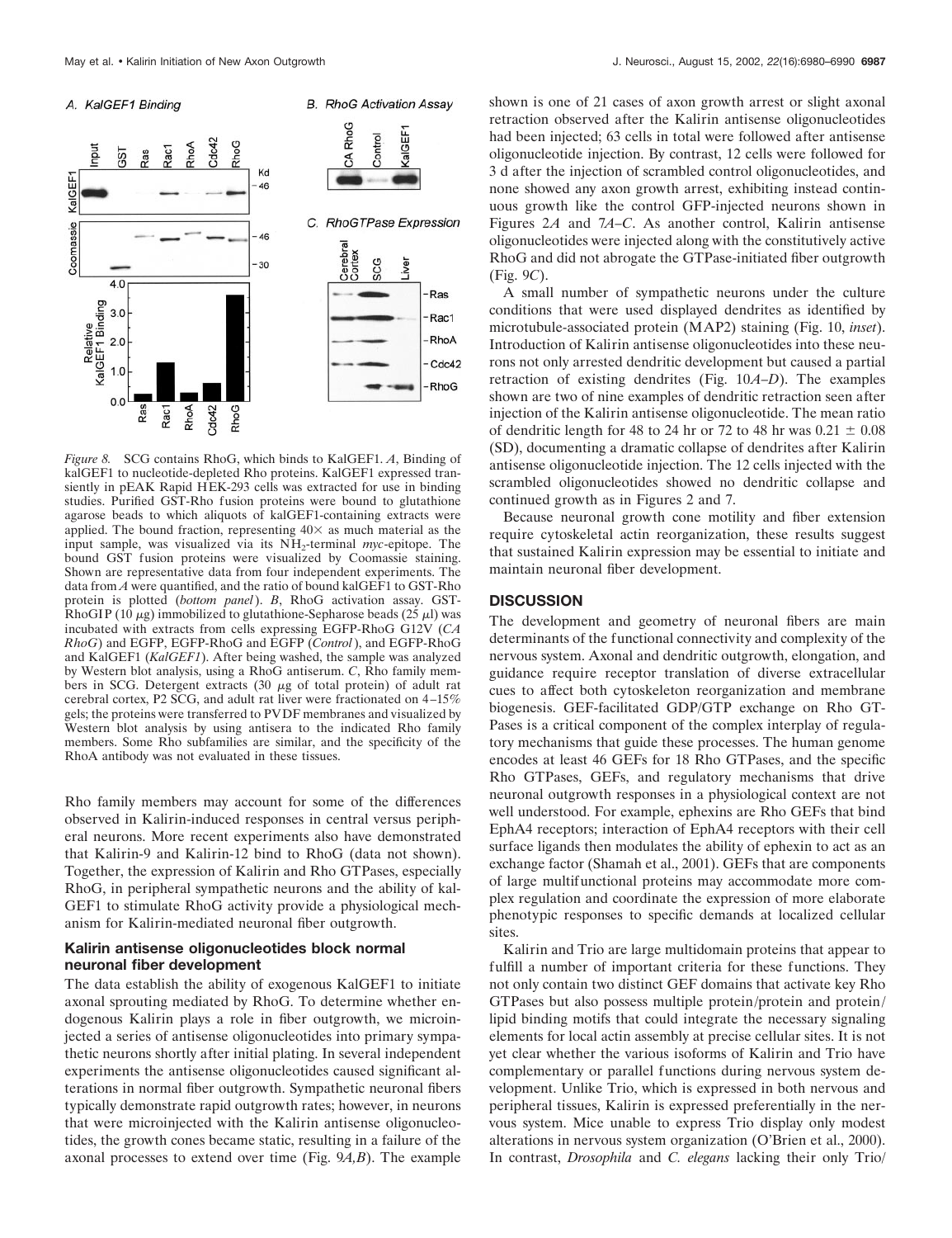*Figure 8.* SCG contains RhoG, which binds to KalGEF1. *A*, Binding of kalGEF1 to nucleotide-depleted Rho proteins. KalGEF1 expressed transiently in pEAK Rapid HEK-293 cells was extracted for use in binding studies. Purified GST-Rho fusion proteins were bound to glutathione agarose beads to which aliquots of kalGEF1-containing extracts were applied. The bound fraction, representing 40× as much material as the input sample, was visualized via its $NH_2$-terminal *myc*-epitope. The bound GST fusion proteins were visualized by Coomassie staining. Shown are representative data from four independent experiments. The data from *A* were quantified, and the ratio of bound kalGEF1 to GST-Rho protein is plotted (*bottom panel*). *B*, RhoG activation assay. GST-RhoGIP (10 μg) immobilized to glutathione-Sepharose beads (25 μl) was incubated with extracts from cells expressing EGFP-RhoG G12V (*CA RhoG*) and EGFP, EGFP-RhoG and EGFP (*Control*), and EGFP-RhoG and KalGEF1 (*KalGEF1*). After being washed, the sample was analyzed by Western blot analysis, using a RhoG antiserum. *C*, Rho family members in SCG. Detergent extracts (30 μg of total protein) of adult rat cerebral cortex, P2 SCG, and adult rat liver were fractionated on 4–15% gels; the proteins were transferred to PVDF membranes and visualized by Western blot analysis by using antisera to the indicated Rho family members. Some Rho subfamilies are similar, and the specificity of the RhoA antibody was not evaluated in these tissues.

Rho family members may account for some of the differences observed in Kalirin-induced responses in central versus peripheral neurons. More recent experiments also have demonstrated that Kalirin-9 and Kalirin-12 bind to RhoG (data not shown). Together, the expression of Kalirin and Rho GTPases, especially RhoG, in peripheral sympathetic neurons and the ability of kalGEF1 to stimulate RhoG activity provide a physiological mechanism for Kalirin-mediated neuronal fiber outgrowth.

### Kalirin antisense oligonucleotides block normal neuronal fiber development

The data establish the ability of exogenous KalGEF1 to initiate axonal sprouting mediated by RhoG. To determine whether endogenous Kalirin plays a role in fiber outgrowth, we microinjected a series of antisense oligonucleotides into primary sympathetic neurons shortly after initial plating. In several independent experiments the antisense oligonucleotides caused significant alterations in normal fiber outgrowth. Sympathetic neuronal fibers typically demonstrate rapid outgrowth rates; however, in neurons that were microinjected with the Kalirin antisense oligonucleotides, the growth cones became static, resulting in a failure of the axonal processes to extend over time (Fig. 9*A,B*). The example shown is one of 21 cases of axon growth arrest or slight axonal retraction observed after the Kalirin antisense oligonucleotides had been injected; 63 cells in total were followed after antisense oligonucleotide injection. By contrast, 12 cells were followed for 3 d after the injection of scrambled control oligonucleotides, and none showed any axon growth arrest, exhibiting instead continuous growth like the control GFP-injected neurons shown in Figures 2*A* and 7*A–C*. As another control, Kalirin antisense oligonucleotides were injected along with the constitutively active RhoG and did not abrogate the GTPase-initiated fiber outgrowth (Fig. 9*C*).

A small number of sympathetic neurons under the culture conditions that were used displayed dendrites as identified by microtubule-associated protein (MAP2) staining (Fig. 10, *inset*). Introduction of Kalirin antisense oligonucleotides into these neurons not only arrested dendritic development but caused a partial retraction of existing dendrites (Fig. 10*A–D*). The examples shown are two of nine examples of dendritic retraction seen after injection of the Kalirin antisense oligonucleotide. The mean ratio of dendritic length for 48 to 24 hr or 72 to 48 hr was 0.21 ± 0.08 (SD), documenting a dramatic collapse of dendrites after Kalirin antisense oligonucleotide injection. The 12 cells injected with the scrambled oligonucleotides showed no dendritic collapse and continued growth as in Figures 2 and 7.

Because neuronal growth cone motility and fiber extension require cytoskeletal actin reorganization, these results suggest that sustained Kalirin expression may be essential to initiate and maintain neuronal fiber development.

## DISCUSSION

The development and geometry of neuronal fibers are main determinants of the functional connectivity and complexity of the nervous system. Axonal and dendritic outgrowth, elongation, and guidance require receptor translation of diverse extracellular cues to affect both cytoskeleton reorganization and membrane biogenesis. GEF-facilitated GDP/GTP exchange on Rho GTPases is a critical component of the complex interplay of regulatory mechanisms that guide these processes. The human genome encodes at least 46 GEFs for 18 Rho GTPases, and the specific Rho GTPases, GEFs, and regulatory mechanisms that drive neuronal outgrowth responses in a physiological context are not well understood. For example, ephexins are Rho GEFs that bind EphA4 receptors; interaction of EphA4 receptors with their cell surface ligands then modulates the ability of ephexin to act as an exchange factor (Shamah et al., 2001). GEFs that are components of large multifunctional proteins may accommodate more complex regulation and coordinate the expression of more elaborate phenotypic responses to specific demands at localized cellular sites.

Kalirin and Trio are large multidomain proteins that appear to fulfill a number of important criteria for these functions. They not only contain two distinct GEF domains that activate key Rho GTPases but also possess multiple protein/protein and protein/lipid binding motifs that could integrate the necessary signaling elements for local actin assembly at precise cellular sites. It is not yet clear whether the various isoforms of Kalirin and Trio have complementary or parallel functions during nervous system development. Unlike Trio, which is expressed in both nervous and peripheral tissues, Kalirin is expressed preferentially in the nervous system. Mice unable to express Trio display only modest alterations in nervous system organization (O'Brien et al., 2000). In contrast, *Drosophila* and *C. elegans* lacking their only Trio/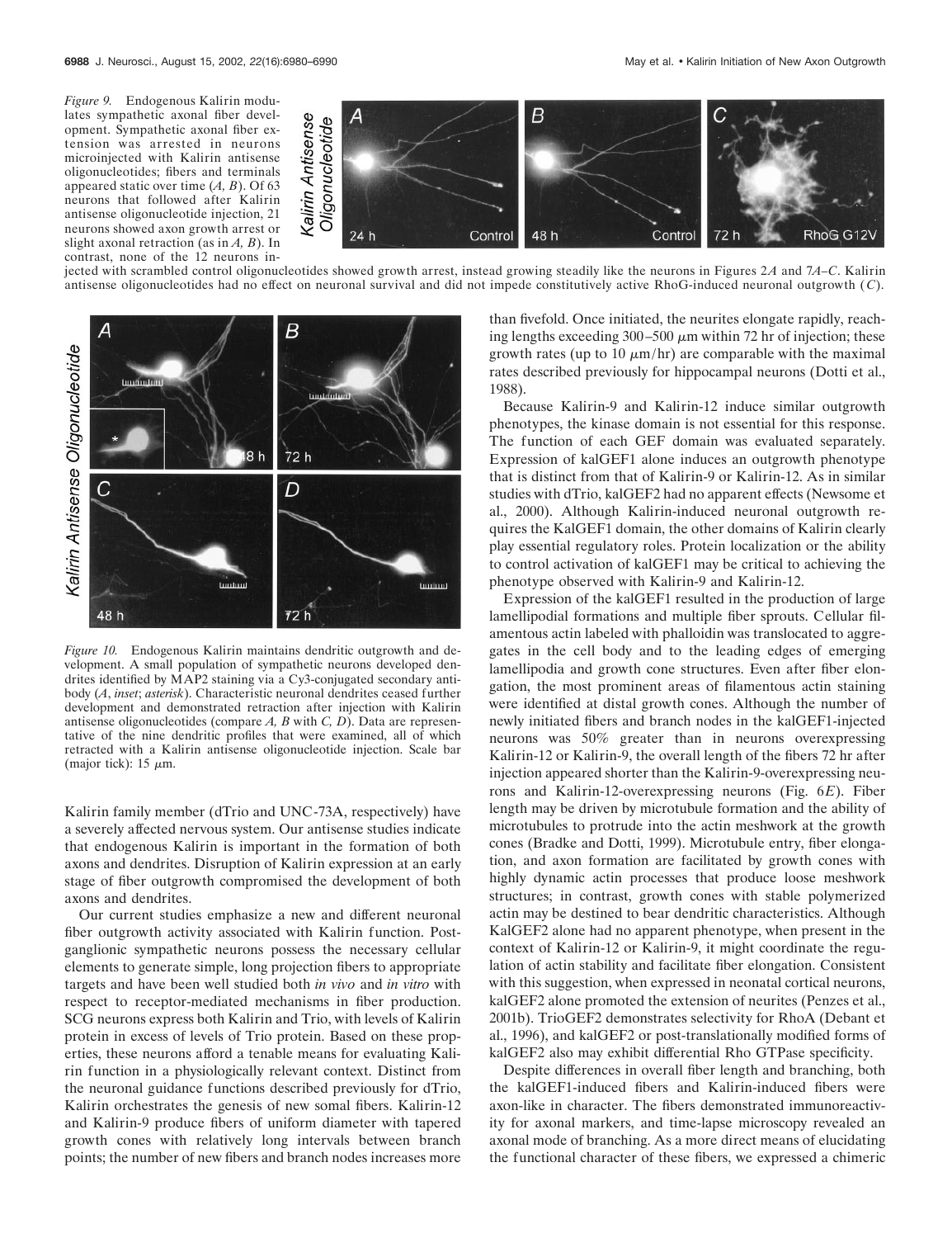*Figure 9.* Endogenous Kalirin modulates sympathetic axonal fiber development. Sympathetic axonal fiber extension was arrested in neurons microinjected with Kalirin antisense oligonucleotides; fibers and terminals appeared static over time (*A, B*). Of 63 neurons that followed after Kalirin antisense oligonucleotide injection, 21 neurons showed axon growth arrest or slight axonal retraction (as in *A, B*). In contrast, none of the 12 neurons injected with scrambled control oligonucleotides showed growth arrest, instead growing steadily like the neurons in Figures 2*A* and 7*A–C*. Kalirin antisense oligonucleotides had no effect on neuronal survival and did not impede constitutively active RhoG-induced neuronal outgrowth (*C*).

*Figure 10.* Endogenous Kalirin maintains dendritic outgrowth and development. A small population of sympathetic neurons developed dendrites identified by MAP2 staining via a Cy3-conjugated secondary antibody (*A*, *inset*; *asterisk*). Characteristic neuronal dendrites ceased further development and demonstrated retraction after injection with Kalirin antisense oligonucleotides (compare *A, B* with *C, D*). Data are representative of the nine dendritic profiles that were examined, all of which retracted with a Kalirin antisense oligonucleotide injection. Scale bar (major tick): 15 μm.

Kalirin family member (dTrio and UNC-73A, respectively) have a severely affected nervous system. Our antisense studies indicate that endogenous Kalirin is important in the formation of both axons and dendrites. Disruption of Kalirin expression at an early stage of fiber outgrowth compromised the development of both axons and dendrites.

Our current studies emphasize a new and different neuronal fiber outgrowth activity associated with Kalirin function. Postganglionic sympathetic neurons possess the necessary cellular elements to generate simple, long projection fibers to appropriate targets and have been well studied both *in vivo* and *in vitro* with respect to receptor-mediated mechanisms in fiber production. SCG neurons express both Kalirin and Trio, with levels of Kalirin protein in excess of levels of Trio protein. Based on these properties, these neurons afford a tenable means for evaluating Kalirin function in a physiologically relevant context. Distinct from the neuronal guidance functions described previously for dTrio, Kalirin orchestrates the genesis of new somal fibers. Kalirin-12 and Kalirin-9 produce fibers of uniform diameter with tapered growth cones with relatively long intervals between branch points; the number of new fibers and branch nodes increases more than fivefold. Once initiated, the neurites elongate rapidly, reaching lengths exceeding 300–500 μm within 72 hr of injection; these growth rates (up to 10 μm/hr) are comparable with the maximal rates described previously for hippocampal neurons (Dotti et al., 1988).

Because Kalirin-9 and Kalirin-12 induce similar outgrowth phenotypes, the kinase domain is not essential for this response. The function of each GEF domain was evaluated separately. Expression of kalGEF1 alone induces an outgrowth phenotype that is distinct from that of Kalirin-9 or Kalirin-12. As in similar studies with dTrio, kalGEF2 had no apparent effects (Newsome et al., 2000). Although Kalirin-induced neuronal outgrowth requires the KalGEF1 domain, the other domains of Kalirin clearly play essential regulatory roles. Protein localization or the ability to control activation of kalGEF1 may be critical to achieving the phenotype observed with Kalirin-9 and Kalirin-12.

Expression of the kalGEF1 resulted in the production of large lamellipodial formations and multiple fiber sprouts. Cellular filamentous actin labeled with phalloidin was translocated to aggregates in the cell body and to the leading edges of emerging lamellipodia and growth cone structures. Even after fiber elongation, the most prominent areas of filamentous actin staining were identified at distal growth cones. Although the number of newly initiated fibers and branch nodes in the kalGEF1-injected neurons was 50% greater than in neurons overexpressing Kalirin-12 or Kalirin-9, the overall length of the fibers 72 hr after injection appeared shorter than the Kalirin-9-overexpressing neurons and Kalirin-12-overexpressing neurons (Fig. 6*E*). Fiber length may be driven by microtubule formation and the ability of microtubules to protrude into the actin meshwork at the growth cones (Bradke and Dotti, 1999). Microtubule entry, fiber elongation, and axon formation are facilitated by growth cones with highly dynamic actin processes that produce loose meshwork structures; in contrast, growth cones with stable polymerized actin may be destined to bear dendritic characteristics. Although KalGEF2 alone had no apparent phenotype, when present in the context of Kalirin-12 or Kalirin-9, it might coordinate the regulation of actin stability and facilitate fiber elongation. Consistent with this suggestion, when expressed in neonatal cortical neurons, kalGEF2 alone promoted the extension of neurites (Penzes et al., 2001b). TrioGEF2 demonstrates selectivity for RhoA (Debant et al., 1996), and kalGEF2 or post-translationally modified forms of kalGEF2 also may exhibit differential Rho GTPase specificity.

Despite differences in overall fiber length and branching, both the kalGEF1-induced fibers and Kalirin-induced fibers were axon-like in character. The fibers demonstrated immunoreactivity for axonal markers, and time-lapse microscopy revealed an axonal mode of branching. As a more direct means of elucidating the functional character of these fibers, we expressed a chimeric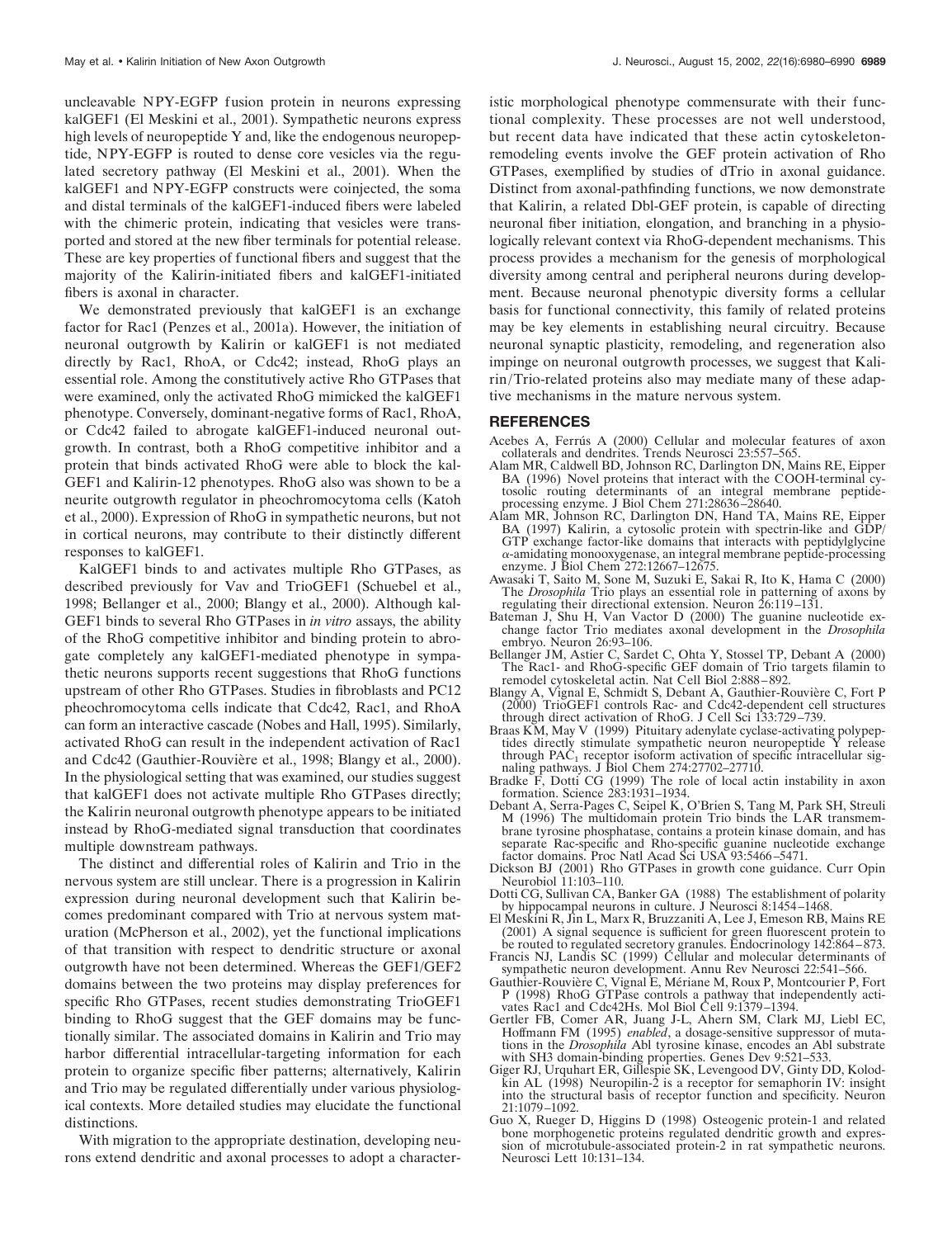uncleavable NPY-EGFP fusion protein in neurons expressing kalGEF1 (El Meskini et al., 2001). Sympathetic neurons express high levels of neuropeptide Y and, like the endogenous neuropeptide, NPY-EGFP is routed to dense core vesicles via the regulated secretory pathway (El Meskini et al., 2001). When the kalGEF1 and NPY-EGFP constructs were coinjected, the soma and distal terminals of the kalGEF1-induced fibers were labeled with the chimeric protein, indicating that vesicles were transported and stored at the new fiber terminals for potential release. These are key properties of functional fibers and suggest that the majority of the Kalirin-initiated fibers and kalGEF1-initiated fibers is axonal in character.

We demonstrated previously that kalGEF1 is an exchange factor for Rac1 (Penzes et al., 2001a). However, the initiation of neuronal outgrowth by Kalirin or kalGEF1 is not mediated directly by Rac1, RhoA, or Cdc42; instead, RhoG plays an essential role. Among the constitutively active Rho GTPases that were examined, only the activated RhoG mimicked the kalGEF1 phenotype. Conversely, dominant-negative forms of Rac1, RhoA, or Cdc42 failed to abrogate kalGEF1-induced neuronal outgrowth. In contrast, both a RhoG competitive inhibitor and a protein that binds activated RhoG were able to block the kalGEF1 and Kalirin-12 phenotypes. RhoG also was shown to be a neurite outgrowth regulator in pheochromocytoma cells (Katoh et al., 2000). Expression of RhoG in sympathetic neurons, but not in cortical neurons, may contribute to their distinctly different responses to kalGEF1.

KalGEF1 binds to and activates multiple Rho GTPases, as described previously for Vav and TrioGEF1 (Schuebel et al., 1998; Bellanger et al., 2000; Blangy et al., 2000). Although kalGEF1 binds to several Rho GTPases in *in vitro* assays, the ability of the RhoG competitive inhibitor and binding protein to abrogate completely any kalGEF1-mediated phenotype in sympathetic neurons supports recent suggestions that RhoG functions upstream of other Rho GTPases. Studies in fibroblasts and PC12 pheochromocytoma cells indicate that Cdc42, Rac1, and RhoA can form an interactive cascade (Nobes and Hall, 1995). Similarly, activated RhoG can result in the independent activation of Rac1 and Cdc42 (Gauthier-Rouvière et al., 1998; Blangy et al., 2000). In the physiological setting that was examined, our studies suggest that kalGEF1 does not activate multiple Rho GTPases directly; the Kalirin neuronal outgrowth phenotype appears to be initiated instead by RhoG-mediated signal transduction that coordinates multiple downstream pathways.

The distinct and differential roles of Kalirin and Trio in the nervous system are still unclear. There is a progression in Kalirin expression during neuronal development such that Kalirin becomes predominant compared with Trio at nervous system maturation (McPherson et al., 2002), yet the functional implications of that transition with respect to dendritic structure or axonal outgrowth have not been determined. Whereas the GEF1/GEF2 domains between the two proteins may display preferences for specific Rho GTPases, recent studies demonstrating TrioGEF1 binding to RhoG suggest that the GEF domains may be functionally similar. The associated domains in Kalirin and Trio may harbor differential intracellular-targeting information for each protein to organize specific fiber patterns; alternatively, Kalirin and Trio may be regulated differentially under various physiological contexts. More detailed studies may elucidate the functional distinctions.

With migration to the appropriate destination, developing neurons extend dendritic and axonal processes to adopt a characteristic morphological phenotype commensurate with their functional complexity. These processes are not well understood, but recent data have indicated that these actin cytoskeleton-remodeling events involve the GEF protein activation of Rho GTPases, exemplified by studies of dTrio in axonal guidance. Distinct from axonal-pathfinding functions, we now demonstrate that Kalirin, a related Dbl-GEF protein, is capable of directing neuronal fiber initiation, elongation, and branching in a physiologically relevant context via RhoG-dependent mechanisms. This process provides a mechanism for the genesis of morphological diversity among central and peripheral neurons during development. Because neuronal phenotypic diversity forms a cellular basis for functional connectivity, this family of related proteins may be key elements in establishing neural circuitry. Because neuronal synaptic plasticity, remodeling, and regeneration also impinge on neuronal outgrowth processes, we suggest that Kalirin/Trio-related proteins also may mediate many of these adaptive mechanisms in the mature nervous system.

## REFERENCES

Acebes A, Ferrús A (2000) Cellular and molecular features of axon collaterals and dendrites. Trends Neurosci 23:557–565.

Alam MR, Caldwell BD, Johnson RC, Darlington DN, Mains RE, Eipper BA (1996) Novel proteins that interact with the COOH-terminal cytosolic routing determinants of an integral membrane peptide-processing enzyme. J Biol Chem 271:28636–28640.

Alam MR, Johnson RC, Darlington DN, Hand TA, Mains RE, Eipper BA (1997) Kalirin, a cytosolic protein with spectrin-like and GDP/GTP exchange factor-like domains that interacts with peptidylglycine α-amidating monooxygenase, an integral membrane peptide-processing enzyme. J Biol Chem 272:12667–12675.

Awasaki T, Saito M, Sone M, Suzuki E, Sakai R, Ito K, Hama C (2000) The *Drosophila* Trio plays an essential role in patterning of axons by regulating their directional extension. Neuron 26:119–131.

Bateman J, Shu H, Van Vactor D (2000) The guanine nucleotide exchange factor Trio mediates axonal development in the *Drosophila* embryo. Neuron 26:93–106.

Bellanger JM, Astier C, Sardet C, Ohta Y, Stossel TP, Debant A (2000) The Rac1- and RhoG-specific GEF domain of Trio targets filamin to remodel cytoskeletal actin. Nat Cell Biol 2:888–892.

Blangy A, Vignal E, Schmidt S, Debant A, Gauthier-Rouvière C, Fort P (2000) TrioGEF1 controls Rac- and Cdc42-dependent cell structures through direct activation of RhoG. J Cell Sci 133:729–739.

Braas KM, May V (1999) Pituitary adenylate cyclase-activating polypeptides directly stimulate sympathetic neuron neuropeptide Y release through $PAC_1$ receptor isoform activation of specific intracellular signaling pathways. J Biol Chem 274:27702–27710.

Bradke F, Dotti CG (1999) The role of local actin instability in axon formation. Science 283:1931–1934.

Debant A, Serra-Pages C, Seipel K, O'Brien S, Tang M, Park SH, Streuli M (1996) The multidomain protein Trio binds the LAR transmembrane tyrosine phosphatase, contains a protein kinase domain, and has separate Rac-specific and Rho-specific guanine nucleotide exchange factor domains. Proc Natl Acad Sci USA 93:5466–5471.

Dickson BJ (2001) Rho GTPases in growth cone guidance. Curr Opin Neurobiol 11:103–110.

Dotti CG, Sullivan CA, Banker GA (1988) The establishment of polarity by hippocampal neurons in culture. J Neurosci 8:1454–1468.

El Meskini R, Jin L, Marx R, Bruzzaniti A, Lee J, Emeson RB, Mains RE (2001) A signal sequence is sufficient for green fluorescent protein to be routed to regulated secretory granules. Endocrinology 142:864–873.

Francis NJ, Landis SC (1999) Cellular and molecular determinants of sympathetic neuron development. Annu Rev Neurosci 22:541–566.

Gauthier-Rouvière C, Vignal E, Mériane M, Roux P, Montcourier P, Fort P (1998) RhoG GTPase controls a pathway that independently activates Rac1 and Cdc42Hs. Mol Biol Cell 9:1379–1394.

Gertler FB, Comer AR, Juang J-L, Ahern SM, Clark MJ, Liebl EC, Hoffmann FM (1995) *enabled*, a dosage-sensitive suppressor of mutations in the *Drosophila* Abl tyrosine kinase, encodes an Abl substrate with SH3 domain-binding properties. Genes Dev 9:521–533.

Giger RJ, Urquhart ER, Gillespie SK, Levengood DV, Ginty DD, Kolodkin AL (1998) Neuropilin-2 is a receptor for semaphorin IV: insight into the structural basis of receptor function and specificity. Neuron 21:1079–1092.

Guo X, Rueger D, Higgins D (1998) Osteogenic protein-1 and related bone morphogenetic proteins regulated dendritic growth and expression of microtubule-associated protein-2 in rat sympathetic neurons. Neurosci Lett 10:131–134.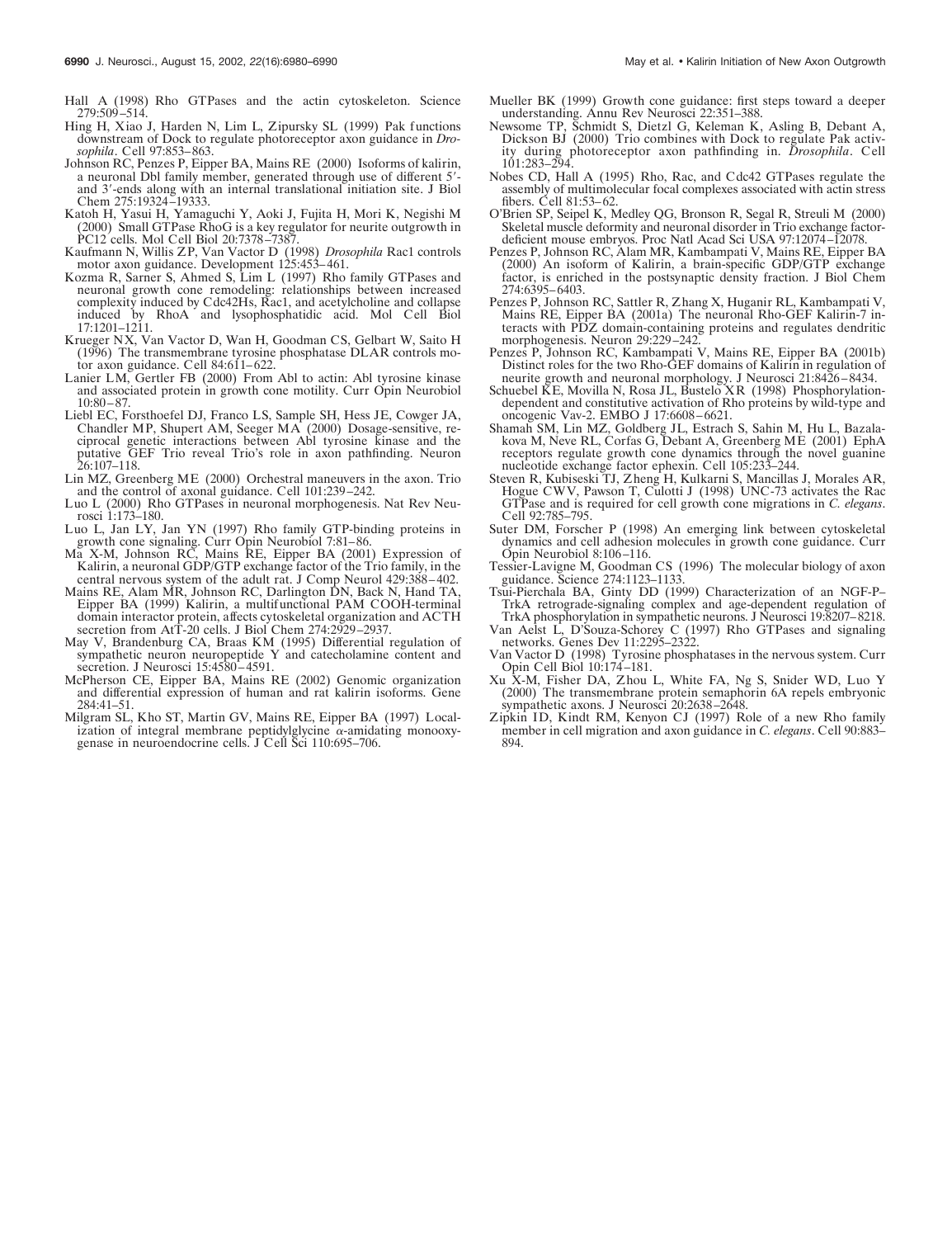Hall A (1998) Rho GTPases and the actin cytoskeleton. Science 279:509–514.

Hing H, Xiao J, Harden N, Lim L, Zipursky SL (1999) Pak functions downstream of Dock to regulate photoreceptor axon guidance in *Drosophila*. Cell 97:853–863.

Johnson RC, Penzes P, Eipper BA, Mains RE (2000) Isoforms of kalirin, a neuronal Dbl family member, generated through use of different 5′- and 3′-ends along with an internal translational initiation site. J Biol Chem 275:19324–19333.

Katoh H, Yasui H, Yamaguchi Y, Aoki J, Fujita H, Mori K, Negishi M (2000) Small GTPase RhoG is a key regulator for neurite outgrowth in PC12 cells. Mol Cell Biol 20:7378–7387.

Kaufmann N, Willis ZP, Van Vactor D (1998) *Drosophila* Rac1 controls motor axon guidance. Development 125:453–461.

Kozma R, Sarner S, Ahmed S, Lim L (1997) Rho family GTPases and neuronal growth cone remodeling: relationships between increased complexity induced by Cdc42Hs, Rac1, and acetylcholine and collapse induced by RhoA and lysophosphatidic acid. Mol Cell Biol 17:1201–1211.

Krueger NX, Van Vactor D, Wan H, Goodman CS, Gelbart W, Saito H (1996) The transmembrane tyrosine phosphatase DLAR controls motor axon guidance. Cell 84:611–622.

Lanier LM, Gertler FB (2000) From Abl to actin: Abl tyrosine kinase and associated protein in growth cone motility. Curr Opin Neurobiol 10:80–87.

Liebl EC, Forsthoefel DJ, Franco LS, Sample SH, Hess JE, Cowger JA, Chandler MP, Shupert AM, Seeger MA (2000) Dosage-sensitive, reciprocal genetic interactions between Abl tyrosine kinase and the putative GEF Trio reveal Trio's role in axon pathfinding. Neuron 26:107–118.

Lin MZ, Greenberg ME (2000) Orchestral maneuvers in the axon. Trio and the control of axonal guidance. Cell 101:239–242.

Luo L (2000) Rho GTPases in neuronal morphogenesis. Nat Rev Neurosci 1:173–180.

Luo L, Jan LY, Jan YN (1997) Rho family GTP-binding proteins in growth cone signaling. Curr Opin Neurobiol 7:81–86.

Ma X-M, Johnson RC, Mains RE, Eipper BA (2001) Expression of Kalirin, a neuronal GDP/GTP exchange factor of the Trio family, in the central nervous system of the adult rat. J Comp Neurol 429:388–402.

Mains RE, Alam MR, Johnson RC, Darlington DN, Back N, Hand TA, Eipper BA (1999) Kalirin, a multifunctional PAM COOH-terminal domain interactor protein, affects cytoskeletal organization and ACTH secretion from AtT-20 cells. J Biol Chem 274:2929–2937.

May V, Brandenburg CA, Braas KM (1995) Differential regulation of sympathetic neuron neuropeptide Y and catecholamine content and secretion. J Neurosci 15:4580–4591.

McPherson CE, Eipper BA, Mains RE (2002) Genomic organization and differential expression of human and rat kalirin isoforms. Gene 284:41–51.

Milgram SL, Kho ST, Martin GV, Mains RE, Eipper BA (1997) Localization of integral membrane peptidylglycine α-amidating monooxygenase in neuroendocrine cells. J Cell Sci 110:695–706.

Mueller BK (1999) Growth cone guidance: first steps toward a deeper understanding. Annu Rev Neurosci 22:351–388.

Newsome TP, Schmidt S, Dietzl G, Keleman K, Asling B, Debant A, Dickson BJ (2000) Trio combines with Dock to regulate Pak activity during photoreceptor axon pathfinding in. *Drosophila*. Cell 101:283–294.

Nobes CD, Hall A (1995) Rho, Rac, and Cdc42 GTPases regulate the assembly of multimolecular focal complexes associated with actin stress fibers. Cell 81:53–62.

O'Brien SP, Seipel K, Medley QG, Bronson R, Segal R, Streuli M (2000) Skeletal muscle deformity and neuronal disorder in Trio exchange factor-deficient mouse embryos. Proc Natl Acad Sci USA 97:12074–12078.

Penzes P, Johnson RC, Alam MR, Kambampati V, Mains RE, Eipper BA (2000) An isoform of Kalirin, a brain-specific GDP/GTP exchange factor, is enriched in the postsynaptic density fraction. J Biol Chem 274:6395–6403.

Penzes P, Johnson RC, Sattler R, Zhang X, Huganir RL, Kambampati V, Mains RE, Eipper BA (2001a) The neuronal Rho-GEF Kalirin-7 interacts with PDZ domain-containing proteins and regulates dendritic morphogenesis. Neuron 29:229–242.

Penzes P, Johnson RC, Kambampati V, Mains RE, Eipper BA (2001b) Distinct roles for the two Rho-GEF domains of Kalirin in regulation of neurite growth and neuronal morphology. J Neurosci 21:8426–8434.

Schuebel KE, Movilla N, Rosa JL, Bustelo XR (1998) Phosphorylation-dependent and constitutive activation of Rho proteins by wild-type and oncogenic Vav-2. EMBO J 17:6608–6621.

Shamah SM, Lin MZ, Goldberg JL, Estrach S, Sahin M, Hu L, Bazalakova M, Neve RL, Corfas G, Debant A, Greenberg ME (2001) EphA receptors regulate growth cone dynamics through the novel guanine nucleotide exchange factor ephexin. Cell 105:233–244.

Steven R, Kubiseski TJ, Zheng H, Kulkarni S, Mancillas J, Morales AR, Hogue CWV, Pawson T, Culotti J (1998) UNC-73 activates the Rac GTPase and is required for cell growth cone migrations in *C. elegans*. Cell 92:785–795.

Suter DM, Forscher P (1998) An emerging link between cytoskeletal dynamics and cell adhesion molecules in growth cone guidance. Curr Opin Neurobiol 8:106–116.

Tessier-Lavigne M, Goodman CS (1996) The molecular biology of axon guidance. Science 274:1123–1133.

Tsui-Pierchala BA, Ginty DD (1999) Characterization of an NGF-P–TrkA retrograde-signaling complex and age-dependent regulation of TrkA phosphorylation in sympathetic neurons. J Neurosci 19:8207–8218.

Van Aelst L, D'Souza-Schorey C (1997) Rho GTPases and signaling networks. Genes Dev 11:2295–2322.

Van Vactor D (1998) Tyrosine phosphatases in the nervous system. Curr Opin Cell Biol 10:174–181.

Xu X-M, Fisher DA, Zhou L, White FA, Ng S, Snider WD, Luo Y (2000) The transmembrane protein semaphorin 6A repels embryonic sympathetic axons. J Neurosci 20:2638–2648.

Zipkin ID, Kindt RM, Kenyon CJ (1997) Role of a new Rho family member in cell migration and axon guidance in *C. elegans*. Cell 90:883–894.